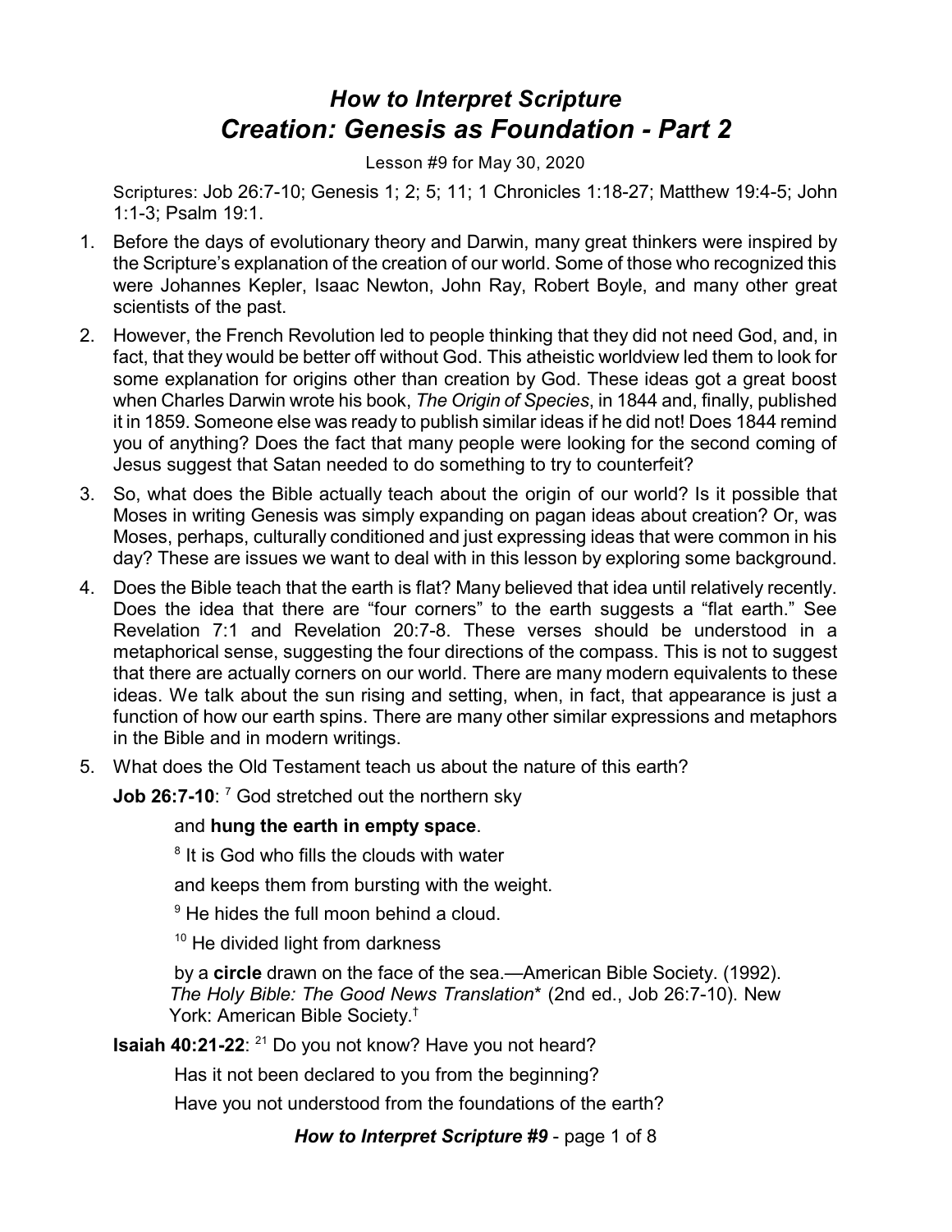# *How to Interpret Scripture*
# *Creation: Genesis as Foundation - Part 2*

Lesson #9 for May 30, 2020

Scriptures: Job 26:7-10; Genesis 1; 2; 5; 11; 1 Chronicles 1:18-27; Matthew 19:4-5; John 1:1-3; Psalm 19:1.

1. Before the days of evolutionary theory and Darwin, many great thinkers were inspired by the Scripture's explanation of the creation of our world. Some of those who recognized this were Johannes Kepler, Isaac Newton, John Ray, Robert Boyle, and many other great scientists of the past.
2. However, the French Revolution led to people thinking that they did not need God, and, in fact, that they would be better off without God. This atheistic worldview led them to look for some explanation for origins other than creation by God. These ideas got a great boost when Charles Darwin wrote his book, *The Origin of Species*, in 1844 and, finally, published it in 1859. Someone else was ready to publish similar ideas if he did not! Does 1844 remind you of anything? Does the fact that many people were looking for the second coming of Jesus suggest that Satan needed to do something to try to counterfeit?
3. So, what does the Bible actually teach about the origin of our world? Is it possible that Moses in writing Genesis was simply expanding on pagan ideas about creation? Or, was Moses, perhaps, culturally conditioned and just expressing ideas that were common in his day? These are issues we want to deal with in this lesson by exploring some background.
4. Does the Bible teach that the earth is flat? Many believed that idea until relatively recently. Does the idea that there are "four corners" to the earth suggests a "flat earth." See Revelation 7:1 and Revelation 20:7-8. These verses should be understood in a metaphorical sense, suggesting the four directions of the compass. This is not to suggest that there are actually corners on our world. There are many modern equivalents to these ideas. We talk about the sun rising and setting, when, in fact, that appearance is just a function of how our earth spins. There are many other similar expressions and metaphors in the Bible and in modern writings.
5. What does the Old Testament teach us about the nature of this earth?

   **Job 26:7-10**: [7] God stretched out the northern sky

   and **hung the earth in empty space**.

   [8] It is God who fills the clouds with water

   and keeps them from bursting with the weight.

   [9] He hides the full moon behind a cloud.

   [10] He divided light from darkness

   by a **circle** drawn on the face of the sea.—American Bible Society. (1992). *The Holy Bible: The Good News Translation** (2nd ed., Job 26:7-10). New York: American Bible Society.†

   **Isaiah 40:21-22**: [21] Do you not know? Have you not heard?

   Has it not been declared to you from the beginning?

   Have you not understood from the foundations of the earth?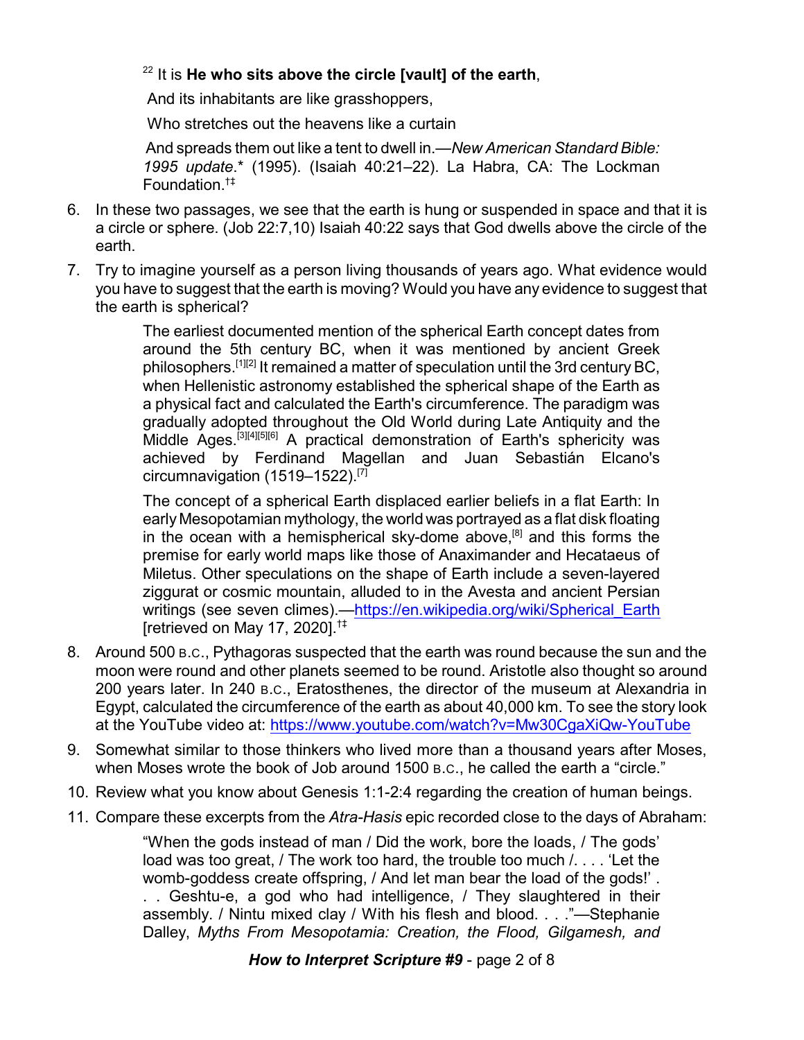[22] It is **He who sits above the circle [vault] of the earth**,

And its inhabitants are like grasshoppers,

Who stretches out the heavens like a curtain

And spreads them out like a tent to dwell in.—*New American Standard Bible: 1995 update*.* (1995). (Isaiah 40:21–22). La Habra, CA: The Lockman Foundation.†‡

6. In these two passages, we see that the earth is hung or suspended in space and that it is a circle or sphere. (Job 22:7,10) Isaiah 40:22 says that God dwells above the circle of the earth.
7. Try to imagine yourself as a person living thousands of years ago. What evidence would you have to suggest that the earth is moving? Would you have any evidence to suggest that the earth is spherical?

> The earliest documented mention of the spherical Earth concept dates from around the 5th century BC, when it was mentioned by ancient Greek philosophers.[1][2] It remained a matter of speculation until the 3rd century BC, when Hellenistic astronomy established the spherical shape of the Earth as a physical fact and calculated the Earth's circumference. The paradigm was gradually adopted throughout the Old World during Late Antiquity and the Middle Ages.[3][4][5][6] A practical demonstration of Earth's sphericity was achieved by Ferdinand Magellan and Juan Sebastián Elcano's circumnavigation (1519–1522).[7]
>
> The concept of a spherical Earth displaced earlier beliefs in a flat Earth: In early Mesopotamian mythology, the world was portrayed as a flat disk floating in the ocean with a hemispherical sky-dome above,[8] and this forms the premise for early world maps like those of Anaximander and Hecataeus of Miletus. Other speculations on the shape of Earth include a seven-layered ziggurat or cosmic mountain, alluded to in the Avesta and ancient Persian writings (see seven climes).—https://en.wikipedia.org/wiki/Spherical_Earth [retrieved on May 17, 2020].†‡

8. Around 500 B.C., Pythagoras suspected that the earth was round because the sun and the moon were round and other planets seemed to be round. Aristotle also thought so around 200 years later. In 240 B.C., Eratosthenes, the director of the museum at Alexandria in Egypt, calculated the circumference of the earth as about 40,000 km. To see the story look at the YouTube video at: https://www.youtube.com/watch?v=Mw30CgaXiQw-YouTube
9. Somewhat similar to those thinkers who lived more than a thousand years after Moses, when Moses wrote the book of Job around 1500 B.C., he called the earth a "circle."
10. Review what you know about Genesis 1:1-2:4 regarding the creation of human beings.
11. Compare these excerpts from the *Atra-Hasis* epic recorded close to the days of Abraham:

> "When the gods instead of man / Did the work, bore the loads, / The gods' load was too great, / The work too hard, the trouble too much /. . . . 'Let the womb-goddess create offspring, / And let man bear the load of the gods!' . . . Geshtu-e, a god who had intelligence, / They slaughtered in their assembly. / Nintu mixed clay / With his flesh and blood. . . ."—Stephanie Dalley, *Myths From Mesopotamia: Creation, the Flood, Gilgamesh, and*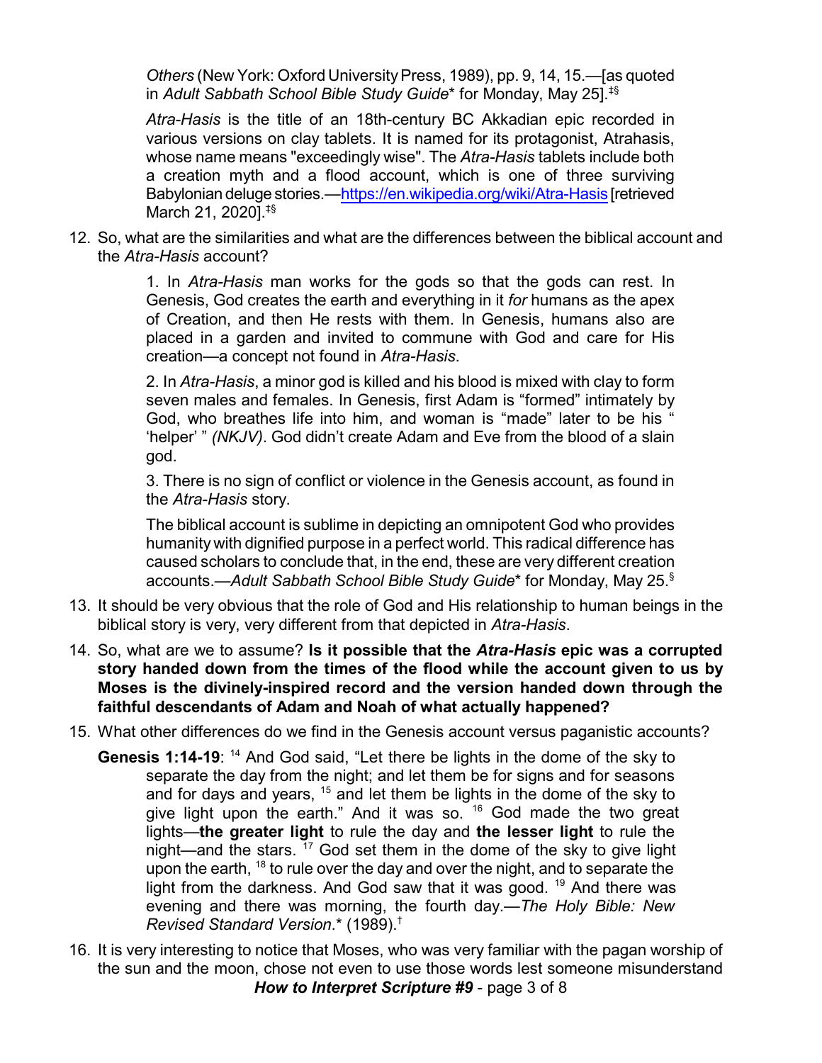*Others* (New York: Oxford University Press, 1989), pp. 9, 14, 15.—[as quoted in *Adult Sabbath School Bible Study Guide*\* for Monday, May 25].‡§

*Atra-Hasis* is the title of an 18th-century BC Akkadian epic recorded in various versions on clay tablets. It is named for its protagonist, Atrahasis, whose name means "exceedingly wise". The *Atra-Hasis* tablets include both a creation myth and a flood account, which is one of three surviving Babylonian deluge stories.—https://en.wikipedia.org/wiki/Atra-Hasis [retrieved March 21, 2020].‡§

12. So, what are the similarities and what are the differences between the biblical account and the *Atra-Hasis* account?

    1. In *Atra-Hasis* man works for the gods so that the gods can rest. In Genesis, God creates the earth and everything in it *for* humans as the apex of Creation, and then He rests with them. In Genesis, humans also are placed in a garden and invited to commune with God and care for His creation—a concept not found in *Atra-Hasis*.

    2. In *Atra-Hasis*, a minor god is killed and his blood is mixed with clay to form seven males and females. In Genesis, first Adam is "formed" intimately by God, who breathes life into him, and woman is "made" later to be his " 'helper' " *(NKJV)*. God didn't create Adam and Eve from the blood of a slain god.

    3. There is no sign of conflict or violence in the Genesis account, as found in the *Atra-Hasis* story.

    The biblical account is sublime in depicting an omnipotent God who provides humanity with dignified purpose in a perfect world. This radical difference has caused scholars to conclude that, in the end, these are very different creation accounts.—*Adult Sabbath School Bible Study Guide*\* for Monday, May 25.§

13. It should be very obvious that the role of God and His relationship to human beings in the biblical story is very, very different from that depicted in *Atra-Hasis*.

14. So, what are we to assume? **Is it possible that the *Atra-Hasis* epic was a corrupted story handed down from the times of the flood while the account given to us by Moses is the divinely-inspired record and the version handed down through the faithful descendants of Adam and Noah of what actually happened?**

15. What other differences do we find in the Genesis account versus paganistic accounts?

    **Genesis 1:14-19**: [14] And God said, "Let there be lights in the dome of the sky to separate the day from the night; and let them be for signs and for seasons and for days and years, [15] and let them be lights in the dome of the sky to give light upon the earth." And it was so. [16] God made the two great lights—**the greater light** to rule the day and **the lesser light** to rule the night—and the stars. [17] God set them in the dome of the sky to give light upon the earth, [18] to rule over the day and over the night, and to separate the light from the darkness. And God saw that it was good. [19] And there was evening and there was morning, the fourth day.—*The Holy Bible: New Revised Standard Version*.\* (1989).†

16. It is very interesting to notice that Moses, who was very familiar with the pagan worship of the sun and the moon, chose not even to use those words lest someone misunderstand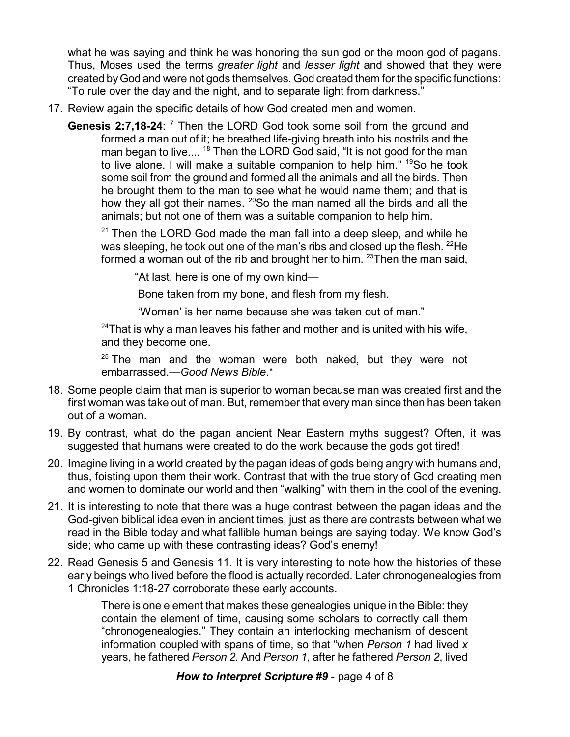what he was saying and think he was honoring the sun god or the moon god of pagans. Thus, Moses used the terms *greater light* and *lesser light* and showed that they were created by God and were not gods themselves. God created them for the specific functions: "To rule over the day and the night, and to separate light from darkness."

17. Review again the specific details of how God created men and women.

    **Genesis 2:7,18-24**: [7] Then the LORD God took some soil from the ground and formed a man out of it; he breathed life-giving breath into his nostrils and the man began to live.... [18] Then the LORD God said, "It is not good for the man to live alone. I will make a suitable companion to help him." [19] So he took some soil from the ground and formed all the animals and all the birds. Then he brought them to the man to see what he would name them; and that is how they all got their names. [20] So the man named all the birds and all the animals; but not one of them was a suitable companion to help him.

    [21] Then the LORD God made the man fall into a deep sleep, and while he was sleeping, he took out one of the man's ribs and closed up the flesh. [22] He formed a woman out of the rib and brought her to him. [23] Then the man said,

    > "At last, here is one of my own kind—
    >
    > Bone taken from my bone, and flesh from my flesh.
    >
    > 'Woman' is her name because she was taken out of man."

    [24] That is why a man leaves his father and mother and is united with his wife, and they become one.

    [25] The man and the woman were both naked, but they were not embarrassed.—*Good News Bible*.*

18. Some people claim that man is superior to woman because man was created first and the first woman was take out of man. But, remember that every man since then has been taken out of a woman.

19. By contrast, what do the pagan ancient Near Eastern myths suggest? Often, it was suggested that humans were created to do the work because the gods got tired!

20. Imagine living in a world created by the pagan ideas of gods being angry with humans and, thus, foisting upon them their work. Contrast that with the true story of God creating men and women to dominate our world and then "walking" with them in the cool of the evening.

21. It is interesting to note that there was a huge contrast between the pagan ideas and the God-given biblical idea even in ancient times, just as there are contrasts between what we read in the Bible today and what fallible human beings are saying today. We know God's side; who came up with these contrasting ideas? God's enemy!

22. Read Genesis 5 and Genesis 11. It is very interesting to note how the histories of these early beings who lived before the flood is actually recorded. Later chronogenealogies from 1 Chronicles 1:18-27 corroborate these early accounts.

    > There is one element that makes these genealogies unique in the Bible: they contain the element of time, causing some scholars to correctly call them "chronogenealogies." They contain an interlocking mechanism of descent information coupled with spans of time, so that "when *Person 1* had lived *x* years, he fathered *Person 2.* And *Person 1*, after he fathered *Person 2*, lived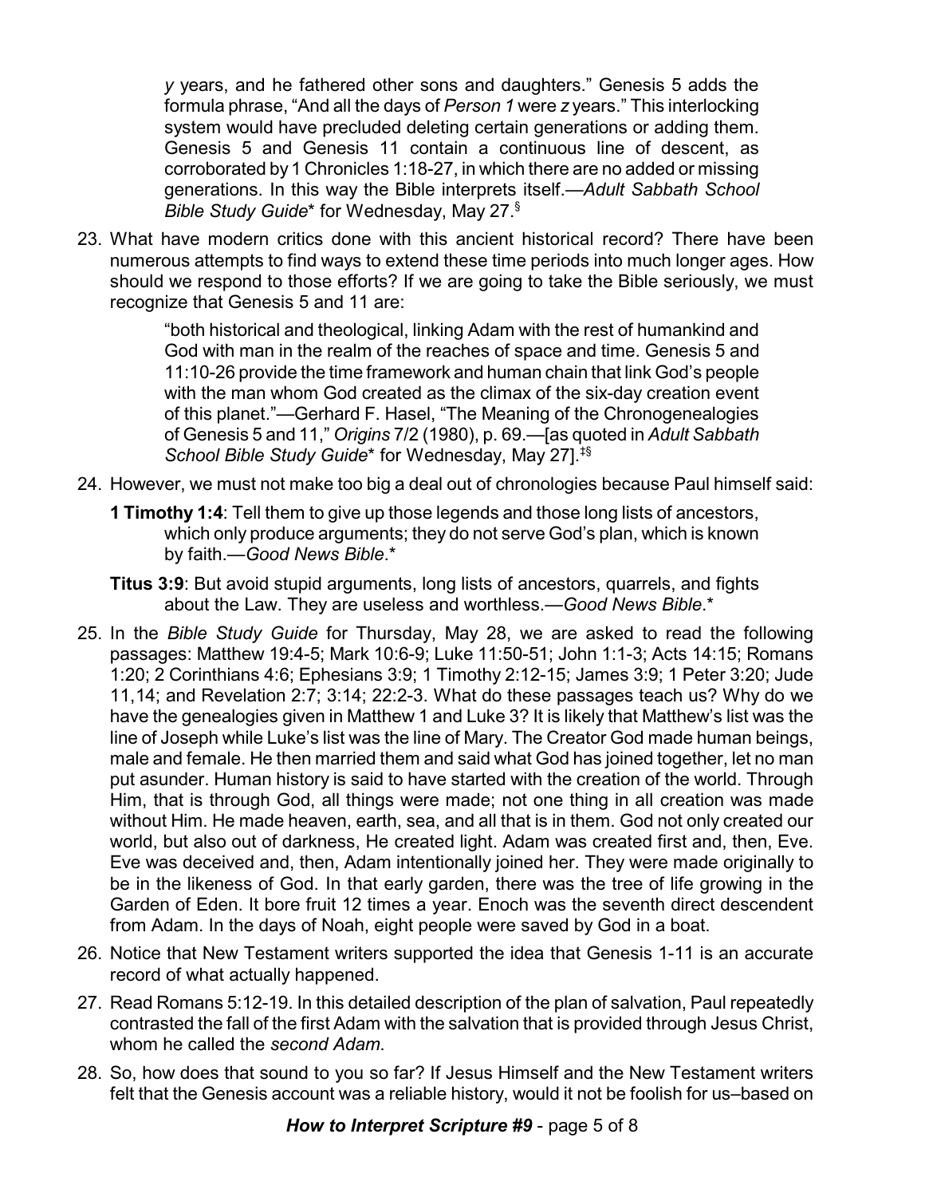*y* years, and he fathered other sons and daughters." Genesis 5 adds the formula phrase, "And all the days of *Person 1* were *z* years." This interlocking system would have precluded deleting certain generations or adding them. Genesis 5 and Genesis 11 contain a continuous line of descent, as corroborated by 1 Chronicles 1:18-27, in which there are no added or missing generations. In this way the Bible interprets itself.—*Adult Sabbath School Bible Study Guide*\* for Wednesday, May 27.§

23. What have modern critics done with this ancient historical record? There have been numerous attempts to find ways to extend these time periods into much longer ages. How should we respond to those efforts? If we are going to take the Bible seriously, we must recognize that Genesis 5 and 11 are:

> "both historical and theological, linking Adam with the rest of humankind and God with man in the realm of the reaches of space and time. Genesis 5 and 11:10-26 provide the time framework and human chain that link God's people with the man whom God created as the climax of the six-day creation event of this planet."—Gerhard F. Hasel, "The Meaning of the Chronogenealogies of Genesis 5 and 11," *Origins* 7/2 (1980), p. 69.—[as quoted in *Adult Sabbath School Bible Study Guide*\* for Wednesday, May 27].‡§

24. However, we must not make too big a deal out of chronologies because Paul himself said:

    **1 Timothy 1:4**: Tell them to give up those legends and those long lists of ancestors, which only produce arguments; they do not serve God's plan, which is known by faith.—*Good News Bible*.\*

    **Titus 3:9**: But avoid stupid arguments, long lists of ancestors, quarrels, and fights about the Law. They are useless and worthless.—*Good News Bible*.\*

25. In the *Bible Study Guide* for Thursday, May 28, we are asked to read the following passages: Matthew 19:4-5; Mark 10:6-9; Luke 11:50-51; John 1:1-3; Acts 14:15; Romans 1:20; 2 Corinthians 4:6; Ephesians 3:9; 1 Timothy 2:12-15; James 3:9; 1 Peter 3:20; Jude 11,14; and Revelation 2:7; 3:14; 22:2-3. What do these passages teach us? Why do we have the genealogies given in Matthew 1 and Luke 3? It is likely that Matthew's list was the line of Joseph while Luke's list was the line of Mary. The Creator God made human beings, male and female. He then married them and said what God has joined together, let no man put asunder. Human history is said to have started with the creation of the world. Through Him, that is through God, all things were made; not one thing in all creation was made without Him. He made heaven, earth, sea, and all that is in them. God not only created our world, but also out of darkness, He created light. Adam was created first and, then, Eve. Eve was deceived and, then, Adam intentionally joined her. They were made originally to be in the likeness of God. In that early garden, there was the tree of life growing in the Garden of Eden. It bore fruit 12 times a year. Enoch was the seventh direct descendent from Adam. In the days of Noah, eight people were saved by God in a boat.

26. Notice that New Testament writers supported the idea that Genesis 1-11 is an accurate record of what actually happened.

27. Read Romans 5:12-19. In this detailed description of the plan of salvation, Paul repeatedly contrasted the fall of the first Adam with the salvation that is provided through Jesus Christ, whom he called the *second Adam*.

28. So, how does that sound to you so far? If Jesus Himself and the New Testament writers felt that the Genesis account was a reliable history, would it not be foolish for us–based on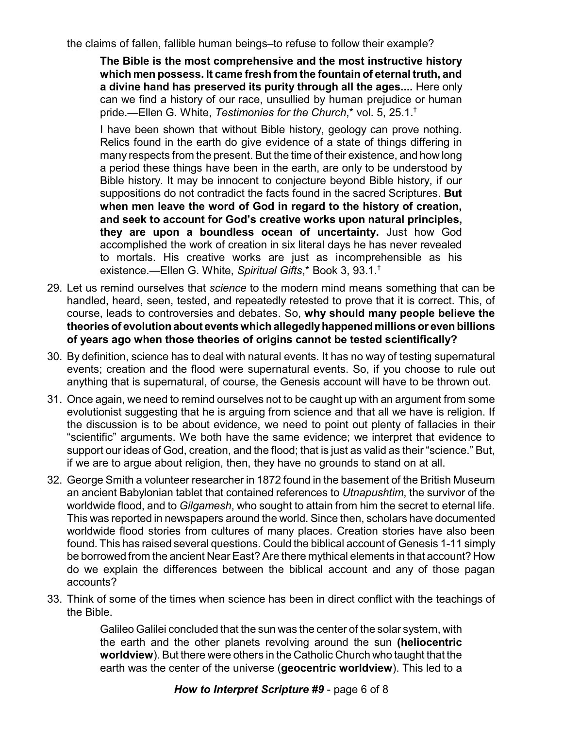the claims of fallen, fallible human beings–to refuse to follow their example?

> **The Bible is the most comprehensive and the most instructive history which men possess. It came fresh from the fountain of eternal truth, and a divine hand has preserved its purity through all the ages....** Here only can we find a history of our race, unsullied by human prejudice or human pride.—Ellen G. White, *Testimonies for the Church*,* vol. 5, 25.1.†
>
> I have been shown that without Bible history, geology can prove nothing. Relics found in the earth do give evidence of a state of things differing in many respects from the present. But the time of their existence, and how long a period these things have been in the earth, are only to be understood by Bible history. It may be innocent to conjecture beyond Bible history, if our suppositions do not contradict the facts found in the sacred Scriptures. **But when men leave the word of God in regard to the history of creation, and seek to account for God's creative works upon natural principles, they are upon a boundless ocean of uncertainty.** Just how God accomplished the work of creation in six literal days he has never revealed to mortals. His creative works are just as incomprehensible as his existence.—Ellen G. White, *Spiritual Gifts*,* Book 3, 93.1.†

29. Let us remind ourselves that *science* to the modern mind means something that can be handled, heard, seen, tested, and repeatedly retested to prove that it is correct. This, of course, leads to controversies and debates. So, **why should many people believe the theories of evolution about events which allegedly happened millions or even billions of years ago when those theories of origins cannot be tested scientifically?**

30. By definition, science has to deal with natural events. It has no way of testing supernatural events; creation and the flood were supernatural events. So, if you choose to rule out anything that is supernatural, of course, the Genesis account will have to be thrown out.

31. Once again, we need to remind ourselves not to be caught up with an argument from some evolutionist suggesting that he is arguing from science and that all we have is religion. If the discussion is to be about evidence, we need to point out plenty of fallacies in their "scientific" arguments. We both have the same evidence; we interpret that evidence to support our ideas of God, creation, and the flood; that is just as valid as their "science." But, if we are to argue about religion, then, they have no grounds to stand on at all.

32. George Smith a volunteer researcher in 1872 found in the basement of the British Museum an ancient Babylonian tablet that contained references to *Utnapushtim*, the survivor of the worldwide flood, and to *Gilgamesh*, who sought to attain from him the secret to eternal life. This was reported in newspapers around the world. Since then, scholars have documented worldwide flood stories from cultures of many places. Creation stories have also been found. This has raised several questions. Could the biblical account of Genesis 1-11 simply be borrowed from the ancient Near East? Are there mythical elements in that account? How do we explain the differences between the biblical account and any of those pagan accounts?

33. Think of some of the times when science has been in direct conflict with the teachings of the Bible.

> Galileo Galilei concluded that the sun was the center of the solar system, with the earth and the other planets revolving around the sun **(heliocentric worldview**). But there were others in the Catholic Church who taught that the earth was the center of the universe (**geocentric worldview**). This led to a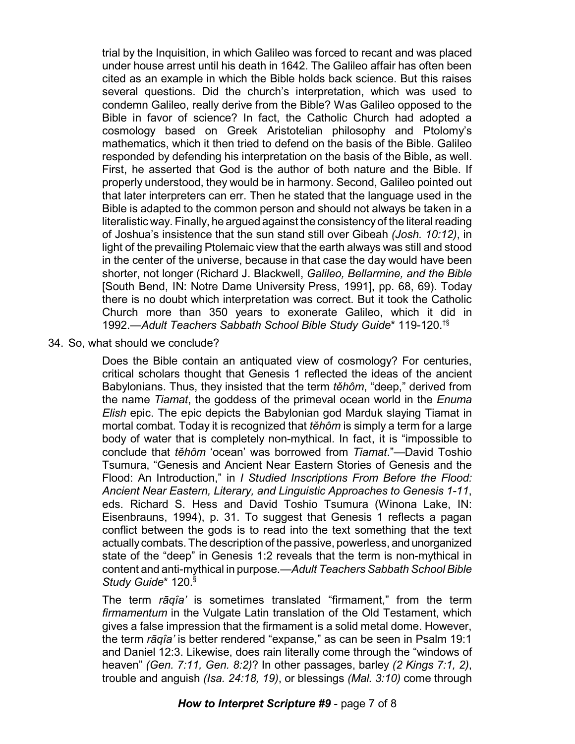trial by the Inquisition, in which Galileo was forced to recant and was placed under house arrest until his death in 1642. The Galileo affair has often been cited as an example in which the Bible holds back science. But this raises several questions. Did the church's interpretation, which was used to condemn Galileo, really derive from the Bible? Was Galileo opposed to the Bible in favor of science? In fact, the Catholic Church had adopted a cosmology based on Greek Aristotelian philosophy and Ptolomy's mathematics, which it then tried to defend on the basis of the Bible. Galileo responded by defending his interpretation on the basis of the Bible, as well. First, he asserted that God is the author of both nature and the Bible. If properly understood, they would be in harmony. Second, Galileo pointed out that later interpreters can err. Then he stated that the language used in the Bible is adapted to the common person and should not always be taken in a literalistic way. Finally, he argued against the consistency of the literal reading of Joshua's insistence that the sun stand still over Gibeah *(Josh. 10:12)*, in light of the prevailing Ptolemaic view that the earth always was still and stood in the center of the universe, because in that case the day would have been shorter, not longer (Richard J. Blackwell, *Galileo, Bellarmine, and the Bible* [South Bend, IN: Notre Dame University Press, 1991], pp. 68, 69). Today there is no doubt which interpretation was correct. But it took the Catholic Church more than 350 years to exonerate Galileo, which it did in 1992.—*Adult Teachers Sabbath School Bible Study Guide*\* 119-120.[†§]

34. So, what should we conclude?

Does the Bible contain an antiquated view of cosmology? For centuries, critical scholars thought that Genesis 1 reflected the ideas of the ancient Babylonians. Thus, they insisted that the term *tĕhôm*, "deep," derived from the name *Tiamat*, the goddess of the primeval ocean world in the *Enuma Elish* epic. The epic depicts the Babylonian god Marduk slaying Tiamat in mortal combat. Today it is recognized that *tĕhôm* is simply a term for a large body of water that is completely non-mythical. In fact, it is "impossible to conclude that *tĕhôm* 'ocean' was borrowed from *Tiamat*."—David Toshio Tsumura, "Genesis and Ancient Near Eastern Stories of Genesis and the Flood: An Introduction," in *I Studied Inscriptions From Before the Flood: Ancient Near Eastern, Literary, and Linguistic Approaches to Genesis 1-11*, eds. Richard S. Hess and David Toshio Tsumura (Winona Lake, IN: Eisenbrauns, 1994), p. 31. To suggest that Genesis 1 reflects a pagan conflict between the gods is to read into the text something that the text actually combats. The description of the passive, powerless, and unorganized state of the "deep" in Genesis 1:2 reveals that the term is non-mythical in content and anti-mythical in purpose.—*Adult Teachers Sabbath School Bible Study Guide*\* 120.[§]

The term *rāqîa'* is sometimes translated "firmament," from the term *firmamentum* in the Vulgate Latin translation of the Old Testament, which gives a false impression that the firmament is a solid metal dome. However, the term *rāqîa'* is better rendered "expanse," as can be seen in Psalm 19:1 and Daniel 12:3. Likewise, does rain literally come through the "windows of heaven" *(Gen. 7:11, Gen. 8:2)*? In other passages, barley *(2 Kings 7:1, 2)*, trouble and anguish *(Isa. 24:18, 19)*, or blessings *(Mal. 3:10)* come through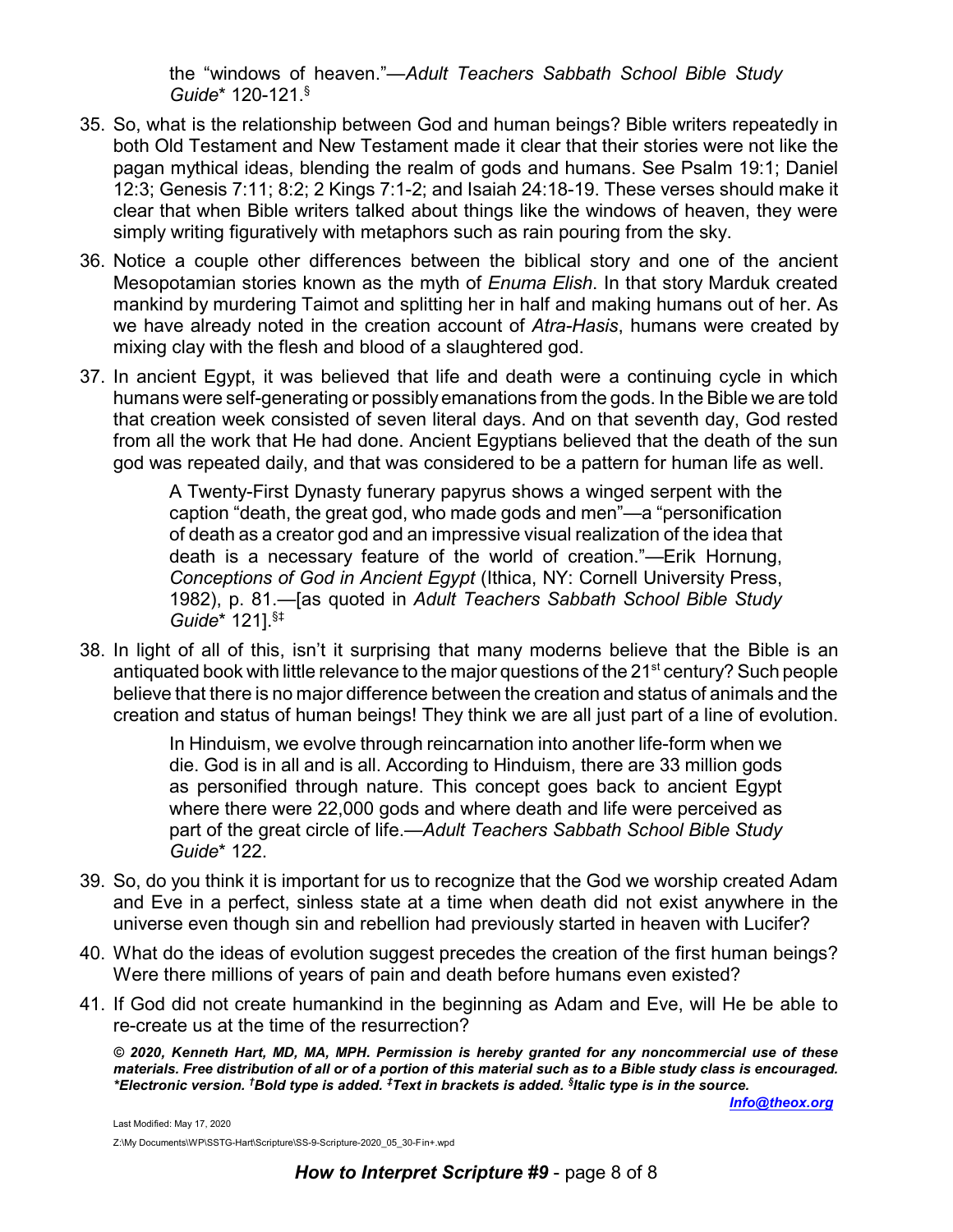the "windows of heaven."—*Adult Teachers Sabbath School Bible Study Guide** 120-121.§

35. So, what is the relationship between God and human beings? Bible writers repeatedly in both Old Testament and New Testament made it clear that their stories were not like the pagan mythical ideas, blending the realm of gods and humans. See Psalm 19:1; Daniel 12:3; Genesis 7:11; 8:2; 2 Kings 7:1-2; and Isaiah 24:18-19. These verses should make it clear that when Bible writers talked about things like the windows of heaven, they were simply writing figuratively with metaphors such as rain pouring from the sky.

36. Notice a couple other differences between the biblical story and one of the ancient Mesopotamian stories known as the myth of *Enuma Elish*. In that story Marduk created mankind by murdering Taimot and splitting her in half and making humans out of her. As we have already noted in the creation account of *Atra-Hasis*, humans were created by mixing clay with the flesh and blood of a slaughtered god.

37. In ancient Egypt, it was believed that life and death were a continuing cycle in which humans were self-generating or possibly emanations from the gods. In the Bible we are told that creation week consisted of seven literal days. And on that seventh day, God rested from all the work that He had done. Ancient Egyptians believed that the death of the sun god was repeated daily, and that was considered to be a pattern for human life as well.

> A Twenty-First Dynasty funerary papyrus shows a winged serpent with the caption "death, the great god, who made gods and men"—a "personification of death as a creator god and an impressive visual realization of the idea that death is a necessary feature of the world of creation."—Erik Hornung, *Conceptions of God in Ancient Egypt* (Ithica, NY: Cornell University Press, 1982), p. 81.—[as quoted in *Adult Teachers Sabbath School Bible Study Guide** 121].§‡

38. In light of all of this, isn't it surprising that many moderns believe that the Bible is an antiquated book with little relevance to the major questions of the 21st century? Such people believe that there is no major difference between the creation and status of animals and the creation and status of human beings! They think we are all just part of a line of evolution.

> In Hinduism, we evolve through reincarnation into another life-form when we die. God is in all and is all. According to Hinduism, there are 33 million gods as personified through nature. This concept goes back to ancient Egypt where there were 22,000 gods and where death and life were perceived as part of the great circle of life.—*Adult Teachers Sabbath School Bible Study Guide** 122.

39. So, do you think it is important for us to recognize that the God we worship created Adam and Eve in a perfect, sinless state at a time when death did not exist anywhere in the universe even though sin and rebellion had previously started in heaven with Lucifer?

40. What do the ideas of evolution suggest precedes the creation of the first human beings? Were there millions of years of pain and death before humans even existed?

41. If God did not create humankind in the beginning as Adam and Eve, will He be able to re-create us at the time of the resurrection?

***© 2020, Kenneth Hart, MD, MA, MPH. Permission is hereby granted for any noncommercial use of these materials. Free distribution of all or of a portion of this material such as to a Bible study class is encouraged. *Electronic version. †Bold type is added. ‡Text in brackets is added. §Italic type is in the source.***

*Info@theox.org*

Last Modified: May 17, 2020

Z:\My Documents\WP\SSTG-Hart\Scripture\SS-9-Scripture-2020_05_30-Fin+.wpd